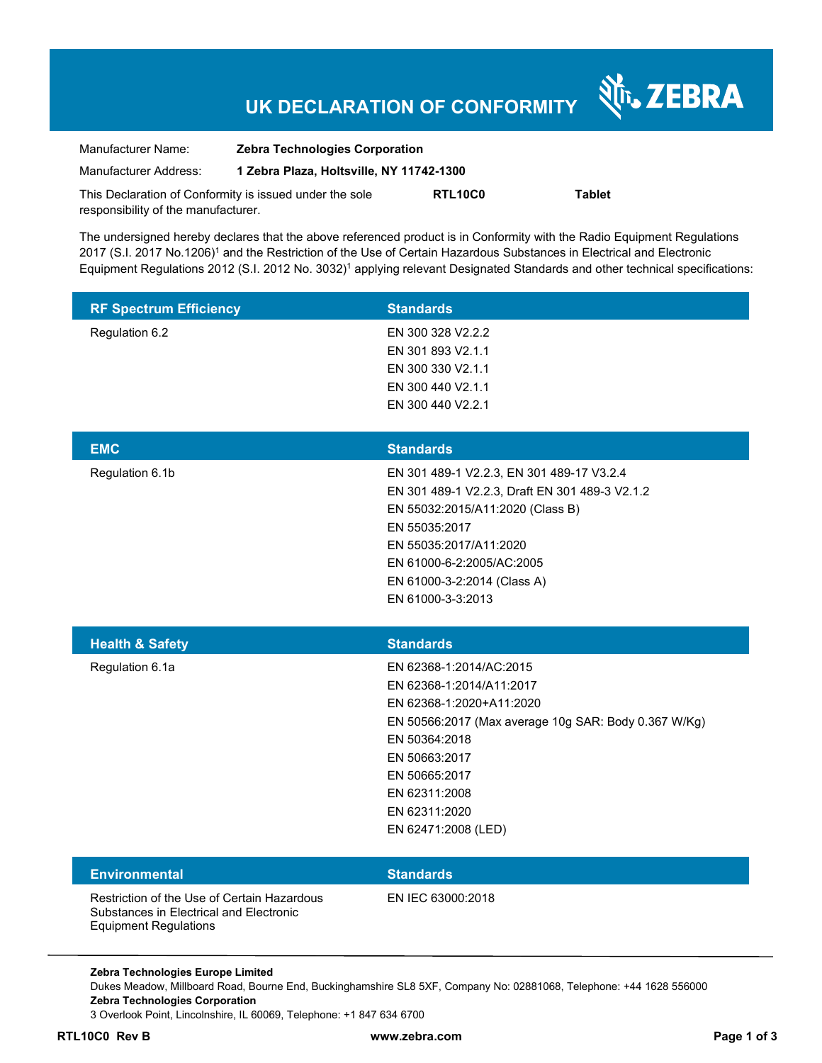# UK DECLARATION OF CONFORMITY

ZEBRA

Manufacturer Name: **Zebra Technologies Corporation**

Manufacturer Address: **1 Zebra Plaza, Holtsville, NY 11742-1300**

This Declaration of Conformity is issued under the sole responsibility of the manufacturer. **RTL10C0** **Tablet**

The undersigned hereby declares that the above referenced product is in Conformity with the Radio Equipment Regulations 2017 (S.I. 2017 No.1206)[1] and the Restriction of the Use of Certain Hazardous Substances in Electrical and Electronic Equipment Regulations 2012 (S.I. 2012 No. 3032)[1] applying relevant Designated Standards and other technical specifications:

| RF Spectrum Efficiency | Standards |
|---|---|
| Regulation 6.2 | EN 300 328 V2.2.2 |
| | EN 301 893 V2.1.1 |
| | EN 300 330 V2.1.1 |
| | EN 300 440 V2.1.1 |
| | EN 300 440 V2.2.1 |

| EMC | Standards |
|---|---|
| Regulation 6.1b | EN 301 489-1 V2.2.3, EN 301 489-17 V3.2.4 |
| | EN 301 489-1 V2.2.3, Draft EN 301 489-3 V2.1.2 |
| | EN 55032:2015/A11:2020 (Class B) |
| | EN 55035:2017 |
| | EN 55035:2017/A11:2020 |
| | EN 61000-6-2:2005/AC:2005 |
| | EN 61000-3-2:2014 (Class A) |
| | EN 61000-3-3:2013 |

| Health & Safety | Standards |
|---|---|
| Regulation 6.1a | EN 62368-1:2014/AC:2015 |
| | EN 62368-1:2014/A11:2017 |
| | EN 62368-1:2020+A11:2020 |
| | EN 50566:2017 (Max average 10g SAR: Body 0.367 W/Kg) |
| | EN 50364:2018 |
| | EN 50663:2017 |
| | EN 50665:2017 |
| | EN 62311:2008 |
| | EN 62311:2020 |
| | EN 62471:2008 (LED) |

| Environmental | Standards |
|---|---|
| Restriction of the Use of Certain Hazardous Substances in Electrical and Electronic Equipment Regulations | EN IEC 63000:2018 |

**Zebra Technologies Europe Limited**
Dukes Meadow, Millboard Road, Bourne End, Buckinghamshire SL8 5XF, Company No: 02881068, Telephone: +44 1628 556000
**Zebra Technologies Corporation**
3 Overlook Point, Lincolnshire, IL 60069, Telephone: +1 847 634 6700

**RTL10C0 Rev B** **www.zebra.com**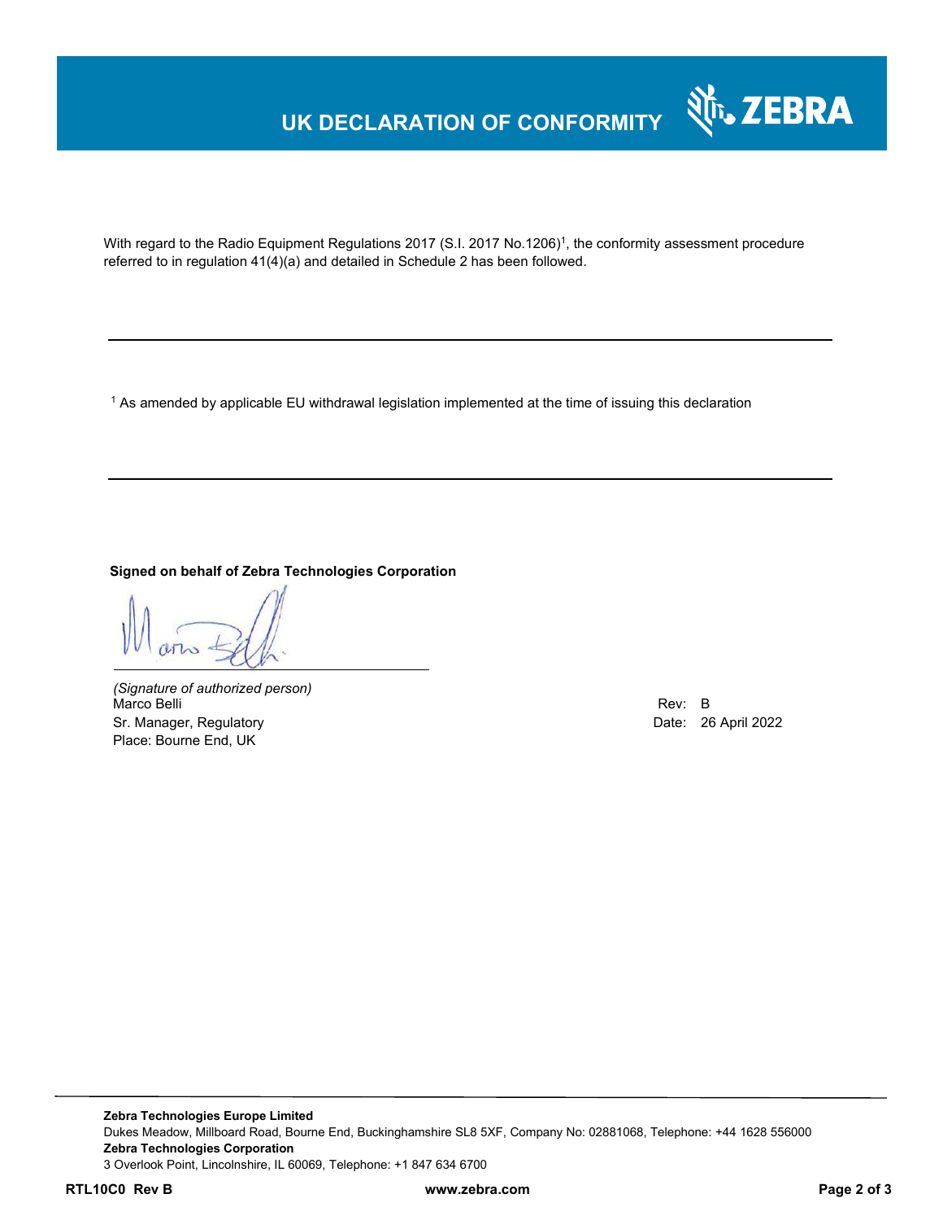# UK DECLARATION OF CONFORMITY

With regard to the Radio Equipment Regulations 2017 (S.I. 2017 No.1206)[1], the conformity assessment procedure referred to in regulation 41(4)(a) and detailed in Schedule 2 has been followed.

---

[1] As amended by applicable EU withdrawal legislation implemented at the time of issuing this declaration

---

**Signed on behalf of Zebra Technologies Corporation**

*(Signature of authorized person)*
Marco Belli
Sr. Manager, Regulatory
Place: Bourne End, UK

Rev: B
Date: 26 April 2022

**Zebra Technologies Europe Limited**
Dukes Meadow, Millboard Road, Bourne End, Buckinghamshire SL8 5XF, Company No: 02881068, Telephone: +44 1628 556000
**Zebra Technologies Corporation**
3 Overlook Point, Lincolnshire, IL 60069, Telephone: +1 847 634 6700

**RTL10C0 Rev B** www.zebra.com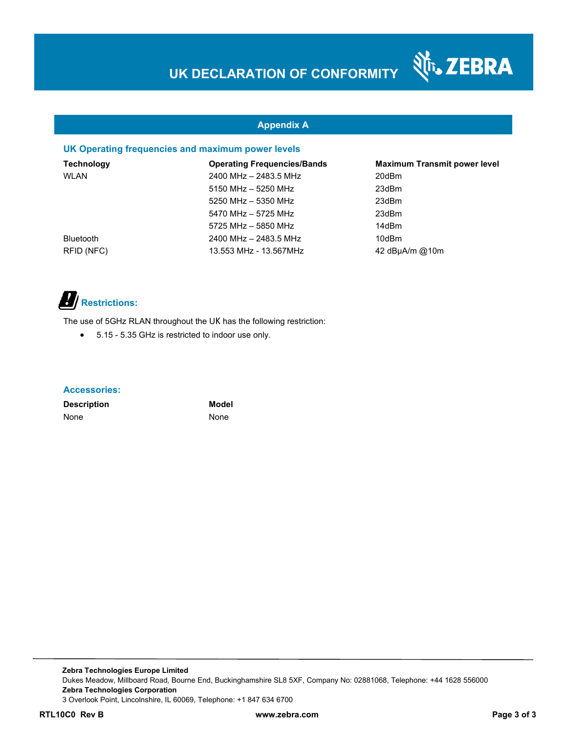# UK DECLARATION OF CONFORMITY

## Appendix A

### UK Operating frequencies and maximum power levels

| Technology | Operating Frequencies/Bands | Maximum Transmit power level |
|---|---|---|
| WLAN | 2400 MHz – 2483.5 MHz | 20dBm |
| | 5150 MHz – 5250 MHz | 23dBm |
| | 5250 MHz – 5350 MHz | 23dBm |
| | 5470 MHz – 5725 MHz | 23dBm |
| | 5725 MHz – 5850 MHz | 14dBm |
| Bluetooth | 2400 MHz – 2483.5 MHz | 10dBm |
| RFID (NFC) | 13.553 MHz - 13.567MHz | 42 dBμA/m @10m |

### Restrictions:

The use of 5GHz RLAN throughout the UK has the following restriction:

- 5.15 - 5.35 GHz is restricted to indoor use only.

### Accessories:

| Description | Model |
|---|---|
| None | None |

**Zebra Technologies Europe Limited**
Dukes Meadow, Millboard Road, Bourne End, Buckinghamshire SL8 5XF, Company No: 02881068, Telephone: +44 1628 556000
**Zebra Technologies Corporation**
3 Overlook Point, Lincolnshire, IL 60069, Telephone: +1 847 634 6700

**RTL10C0 Rev B** **www.zebra.com**